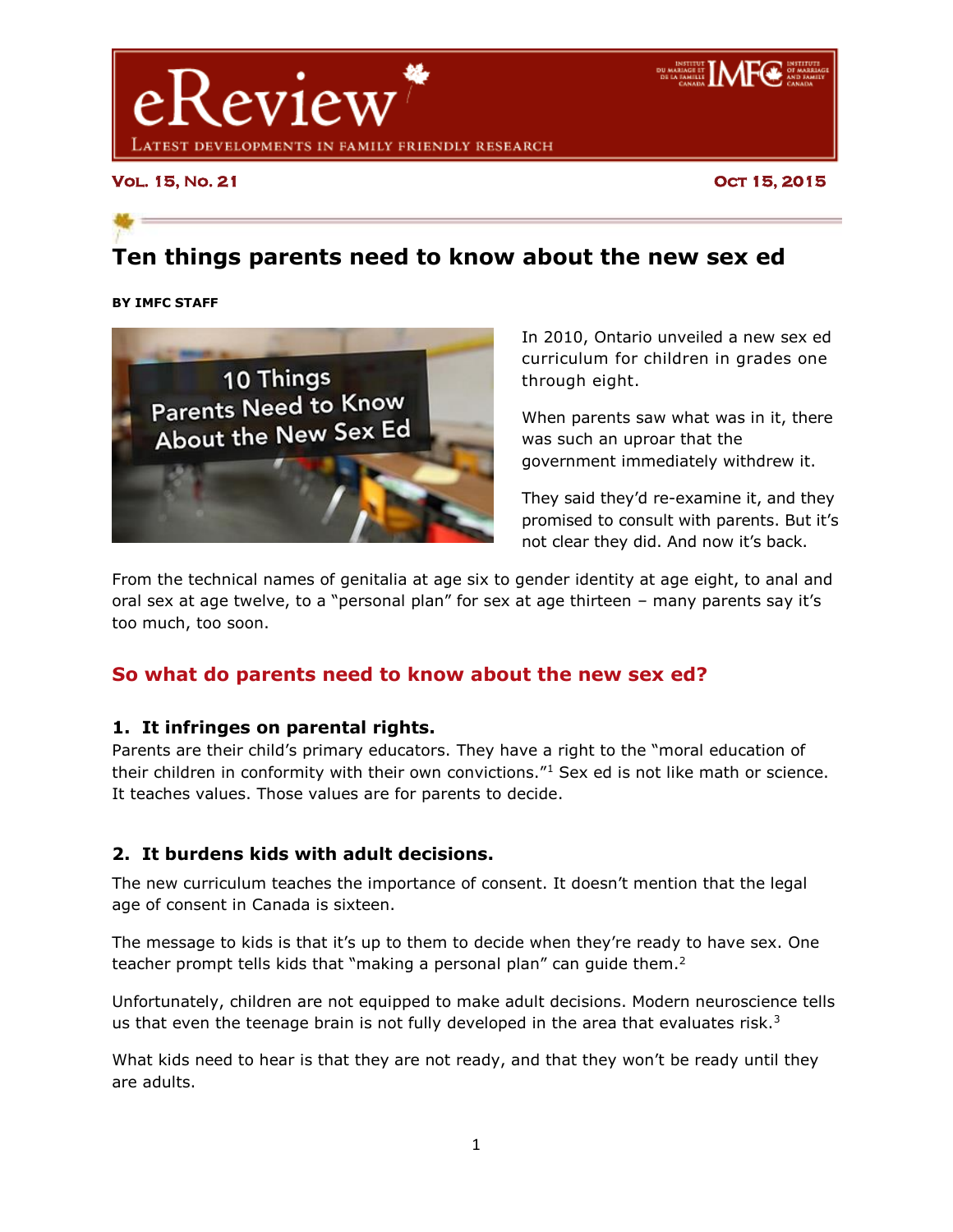# eReview

LATEST DEVELOPMENTS IN FAMILY FRIENDLY RESEARCH

VOL. 15, NO. 21 OCT 15, 2015

## Ten things parents need to know about the new sex ed

**BY IMFC STAFF**

In 2010, Ontario unveiled a new sex ed curriculum for children in grades one through eight.

When parents saw what was in it, there was such an uproar that the government immediately withdrew it.

They said they'd re-examine it, and they promised to consult with parents. But it's not clear they did. And now it's back.

From the technical names of genitalia at age six to gender identity at age eight, to anal and oral sex at age twelve, to a "personal plan" for sex at age thirteen – many parents say it's too much, too soon.

### So what do parents need to know about the new sex ed?

#### 1. It infringes on parental rights.

Parents are their child's primary educators. They have a right to the "moral education of their children in conformity with their own convictions."[1] Sex ed is not like math or science. It teaches values. Those values are for parents to decide.

#### 2. It burdens kids with adult decisions.

The new curriculum teaches the importance of consent. It doesn't mention that the legal age of consent in Canada is sixteen.

The message to kids is that it's up to them to decide when they're ready to have sex. One teacher prompt tells kids that "making a personal plan" can guide them.[2]

Unfortunately, children are not equipped to make adult decisions. Modern neuroscience tells us that even the teenage brain is not fully developed in the area that evaluates risk.[3]

What kids need to hear is that they are not ready, and that they won't be ready until they are adults.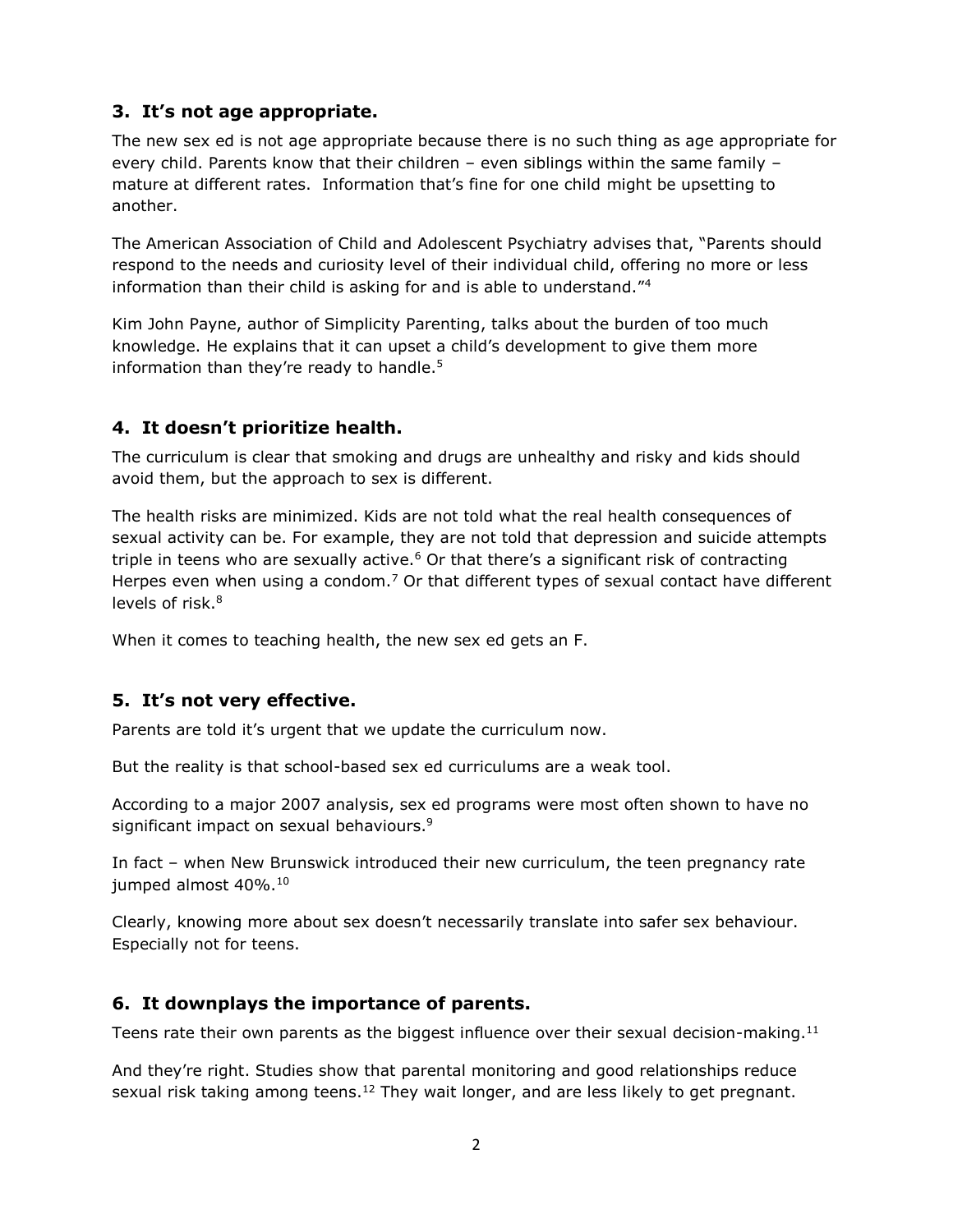## 3. It's not age appropriate.

The new sex ed is not age appropriate because there is no such thing as age appropriate for every child. Parents know that their children – even siblings within the same family – mature at different rates. Information that's fine for one child might be upsetting to another.

The American Association of Child and Adolescent Psychiatry advises that, "Parents should respond to the needs and curiosity level of their individual child, offering no more or less information than their child is asking for and is able to understand."[4]

Kim John Payne, author of Simplicity Parenting, talks about the burden of too much knowledge. He explains that it can upset a child's development to give them more information than they're ready to handle.[5]

## 4. It doesn't prioritize health.

The curriculum is clear that smoking and drugs are unhealthy and risky and kids should avoid them, but the approach to sex is different.

The health risks are minimized. Kids are not told what the real health consequences of sexual activity can be. For example, they are not told that depression and suicide attempts triple in teens who are sexually active.[6] Or that there's a significant risk of contracting Herpes even when using a condom.[7] Or that different types of sexual contact have different levels of risk.[8]

When it comes to teaching health, the new sex ed gets an F.

## 5. It's not very effective.

Parents are told it's urgent that we update the curriculum now.

But the reality is that school-based sex ed curriculums are a weak tool.

According to a major 2007 analysis, sex ed programs were most often shown to have no significant impact on sexual behaviours.[9]

In fact – when New Brunswick introduced their new curriculum, the teen pregnancy rate jumped almost 40%.[10]

Clearly, knowing more about sex doesn't necessarily translate into safer sex behaviour. Especially not for teens.

## 6. It downplays the importance of parents.

Teens rate their own parents as the biggest influence over their sexual decision-making.[11]

And they're right. Studies show that parental monitoring and good relationships reduce sexual risk taking among teens.[12] They wait longer, and are less likely to get pregnant.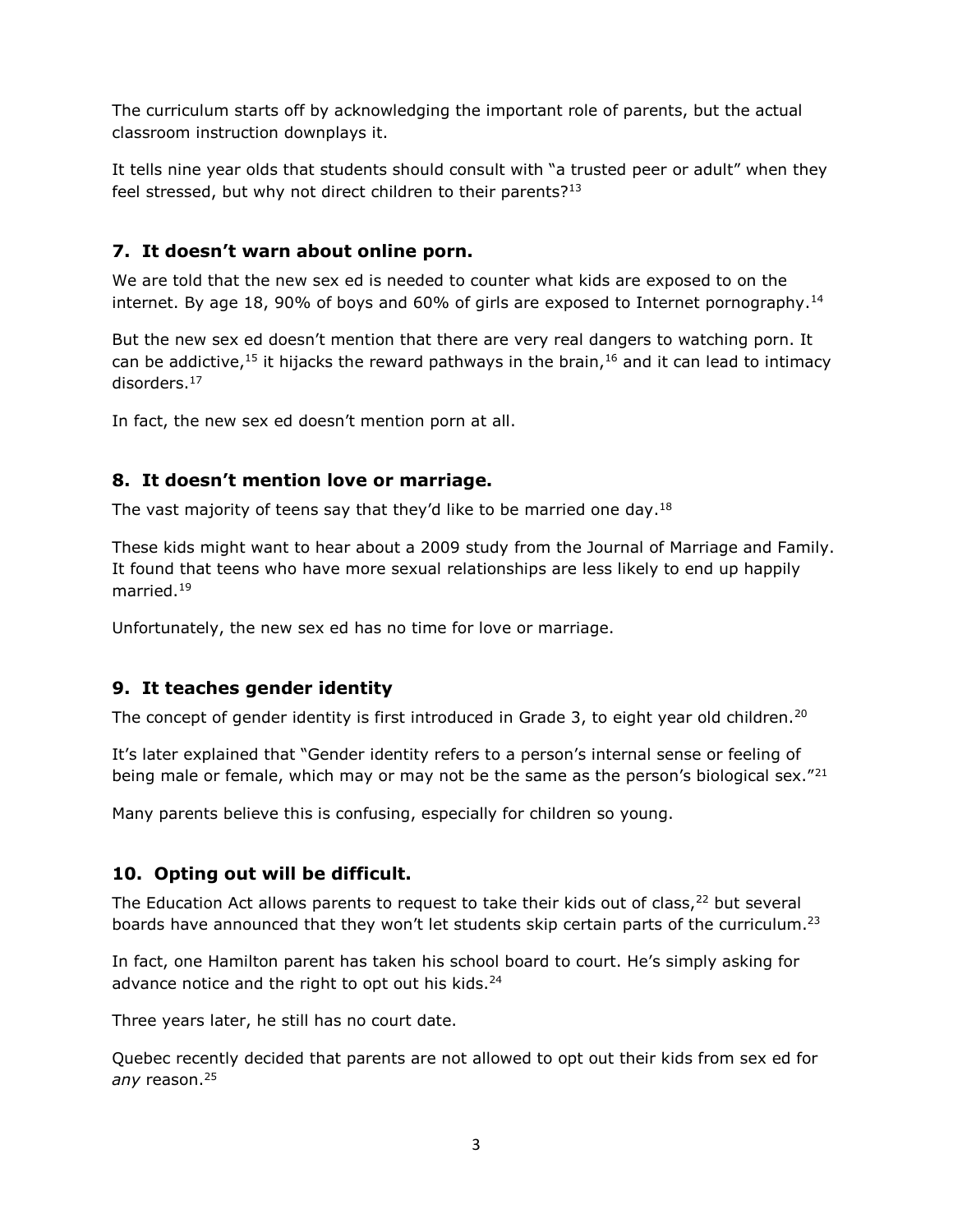The curriculum starts off by acknowledging the important role of parents, but the actual classroom instruction downplays it.

It tells nine year olds that students should consult with "a trusted peer or adult" when they feel stressed, but why not direct children to their parents?[13]

### 7. It doesn't warn about online porn.

We are told that the new sex ed is needed to counter what kids are exposed to on the internet. By age 18, 90% of boys and 60% of girls are exposed to Internet pornography.[14]

But the new sex ed doesn't mention that there are very real dangers to watching porn. It can be addictive,[15] it hijacks the reward pathways in the brain,[16] and it can lead to intimacy disorders.[17]

In fact, the new sex ed doesn't mention porn at all.

### 8. It doesn't mention love or marriage.

The vast majority of teens say that they'd like to be married one day.[18]

These kids might want to hear about a 2009 study from the Journal of Marriage and Family. It found that teens who have more sexual relationships are less likely to end up happily married.[19]

Unfortunately, the new sex ed has no time for love or marriage.

### 9. It teaches gender identity

The concept of gender identity is first introduced in Grade 3, to eight year old children.[20]

It's later explained that "Gender identity refers to a person's internal sense or feeling of being male or female, which may or may not be the same as the person's biological sex."[21]

Many parents believe this is confusing, especially for children so young.

### 10. Opting out will be difficult.

The Education Act allows parents to request to take their kids out of class,[22] but several boards have announced that they won't let students skip certain parts of the curriculum.[23]

In fact, one Hamilton parent has taken his school board to court. He's simply asking for advance notice and the right to opt out his kids.[24]

Three years later, he still has no court date.

Quebec recently decided that parents are not allowed to opt out their kids from sex ed for *any* reason.[25]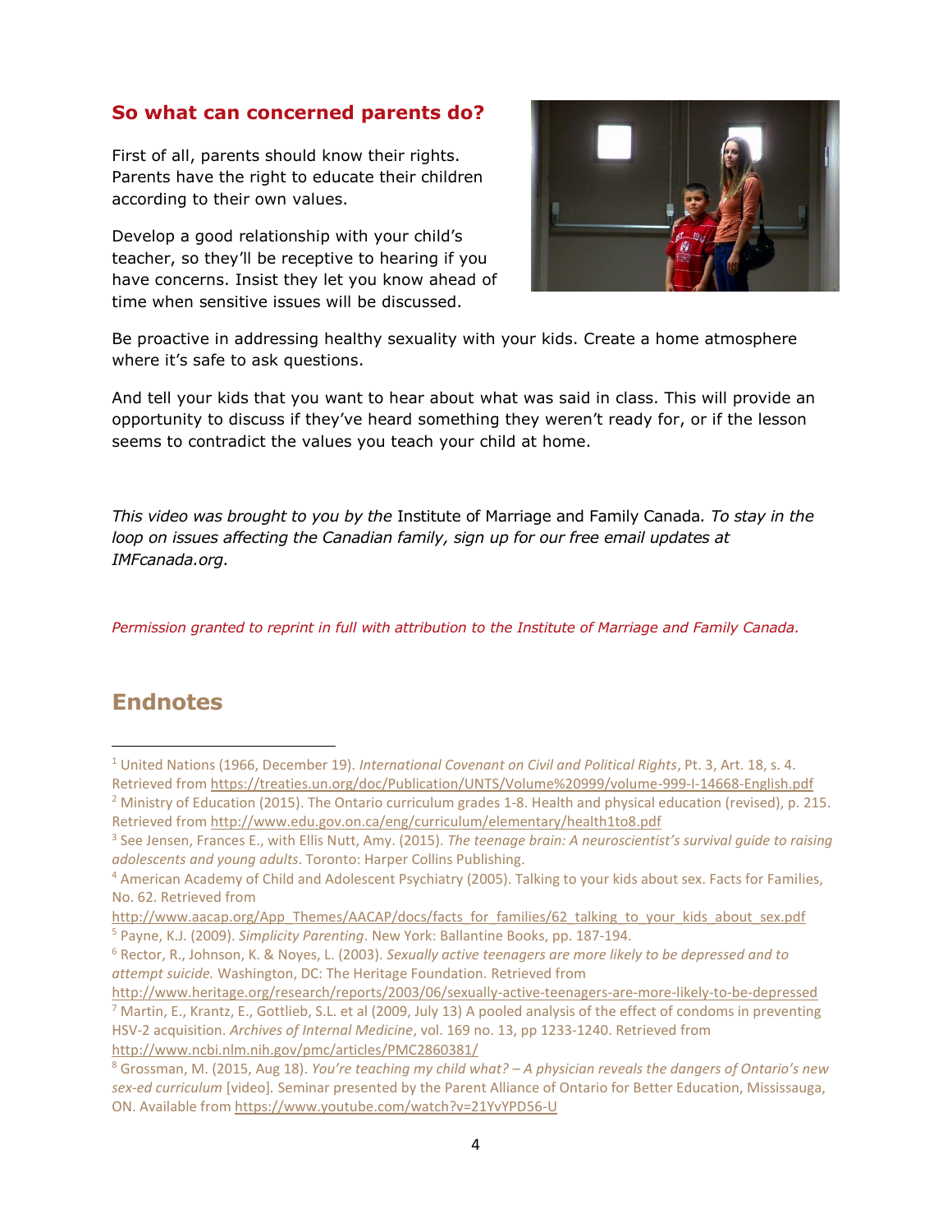## So what can concerned parents do?

First of all, parents should know their rights. Parents have the right to educate their children according to their own values.

Develop a good relationship with your child's teacher, so they'll be receptive to hearing if you have concerns. Insist they let you know ahead of time when sensitive issues will be discussed.

Be proactive in addressing healthy sexuality with your kids. Create a home atmosphere where it's safe to ask questions.

And tell your kids that you want to hear about what was said in class. This will provide an opportunity to discuss if they've heard something they weren't ready for, or if the lesson seems to contradict the values you teach your child at home.

*This video was brought to you by the* Institute of Marriage and Family Canada*. To stay in the loop on issues affecting the Canadian family, sign up for our free email updates at IMFcanada.org.*

*Permission granted to reprint in full with attribution to the Institute of Marriage and Family Canada.*

## Endnotes

[1] United Nations (1966, December 19). *International Covenant on Civil and Political Rights*, Pt. 3, Art. 18, s. 4. Retrieved from https://treaties.un.org/doc/Publication/UNTS/Volume%20999/volume-999-I-14668-English.pdf

[2] Ministry of Education (2015). The Ontario curriculum grades 1-8. Health and physical education (revised), p. 215. Retrieved from http://www.edu.gov.on.ca/eng/curriculum/elementary/health1to8.pdf

[3] See Jensen, Frances E., with Ellis Nutt, Amy. (2015). *The teenage brain: A neuroscientist's survival guide to raising adolescents and young adults*. Toronto: Harper Collins Publishing.

[4] American Academy of Child and Adolescent Psychiatry (2005). Talking to your kids about sex. Facts for Families, No. 62. Retrieved from http://www.aacap.org/App_Themes/AACAP/docs/facts_for_families/62_talking_to_your_kids_about_sex.pdf

[5] Payne, K.J. (2009). *Simplicity Parenting*. New York: Ballantine Books, pp. 187-194.

[6] Rector, R., Johnson, K. & Noyes, L. (2003). *Sexually active teenagers are more likely to be depressed and to attempt suicide.* Washington, DC: The Heritage Foundation. Retrieved from http://www.heritage.org/research/reports/2003/06/sexually-active-teenagers-are-more-likely-to-be-depressed

[7] Martin, E., Krantz, E., Gottlieb, S.L. et al (2009, July 13) A pooled analysis of the effect of condoms in preventing HSV-2 acquisition. *Archives of Internal Medicine*, vol. 169 no. 13, pp 1233-1240. Retrieved from http://www.ncbi.nlm.nih.gov/pmc/articles/PMC2860381/

[8] Grossman, M. (2015, Aug 18). *You're teaching my child what? – A physician reveals the dangers of Ontario's new sex-ed curriculum* [video]. Seminar presented by the Parent Alliance of Ontario for Better Education, Mississauga, ON. Available from https://www.youtube.com/watch?v=21YvYPD56-U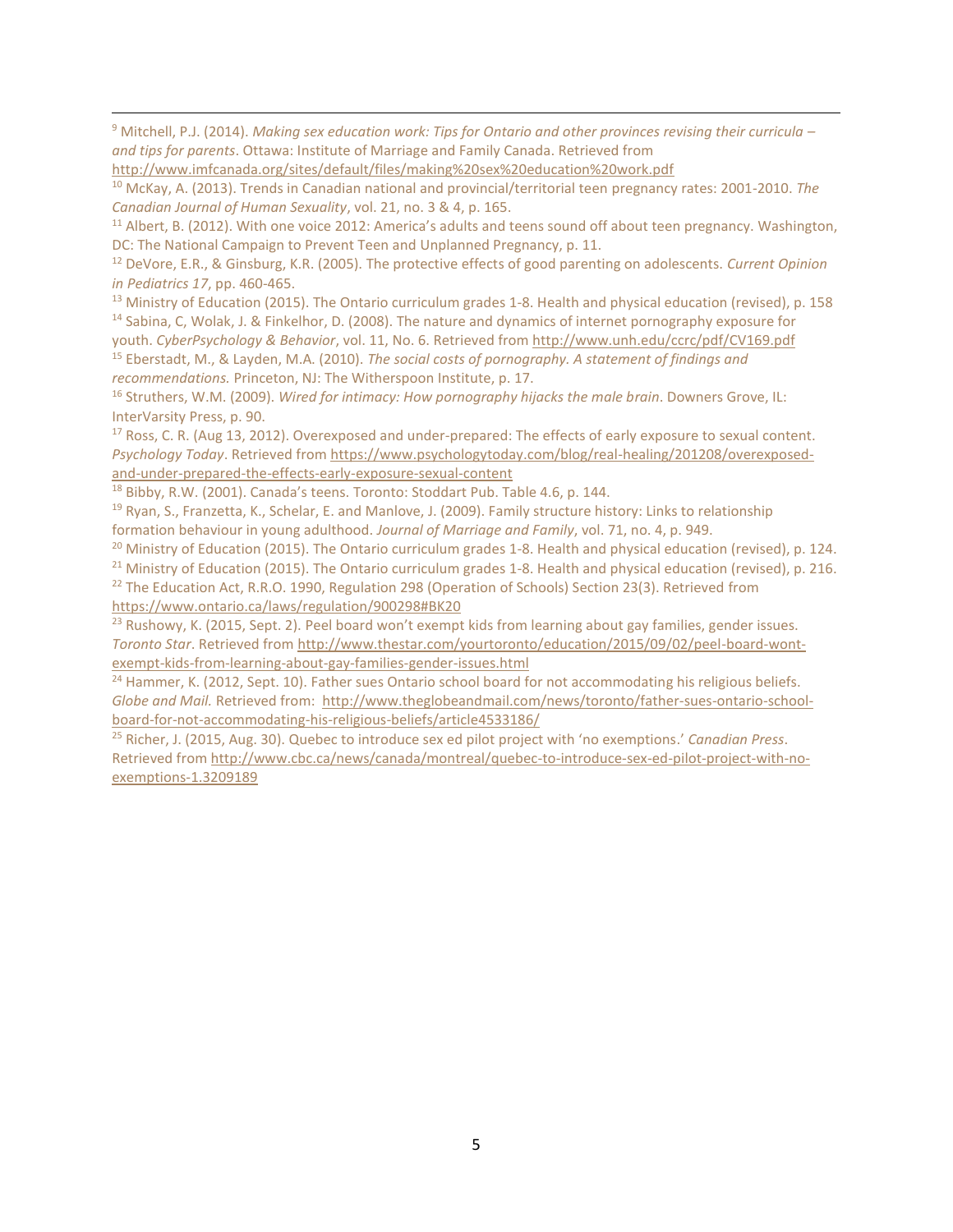[9] Mitchell, P.J. (2014). *Making sex education work: Tips for Ontario and other provinces revising their curricula – and tips for parents*. Ottawa: Institute of Marriage and Family Canada. Retrieved from http://www.imfcanada.org/sites/default/files/making%20sex%20education%20work.pdf

[10] McKay, A. (2013). Trends in Canadian national and provincial/territorial teen pregnancy rates: 2001-2010. *The Canadian Journal of Human Sexuality*, vol. 21, no. 3 & 4, p. 165.

[11] Albert, B. (2012). With one voice 2012: America's adults and teens sound off about teen pregnancy. Washington, DC: The National Campaign to Prevent Teen and Unplanned Pregnancy, p. 11.

[12] DeVore, E.R., & Ginsburg, K.R. (2005). The protective effects of good parenting on adolescents. *Current Opinion in Pediatrics 17*, pp. 460-465.

[13] Ministry of Education (2015). The Ontario curriculum grades 1-8. Health and physical education (revised), p. 158

[14] Sabina, C, Wolak, J. & Finkelhor, D. (2008). The nature and dynamics of internet pornography exposure for youth. *CyberPsychology & Behavior*, vol. 11, No. 6. Retrieved from http://www.unh.edu/ccrc/pdf/CV169.pdf

[15] Eberstadt, M., & Layden, M.A. (2010). *The social costs of pornography. A statement of findings and recommendations.* Princeton, NJ: The Witherspoon Institute, p. 17.

[16] Struthers, W.M. (2009). *Wired for intimacy: How pornography hijacks the male brain*. Downers Grove, IL: InterVarsity Press, p. 90.

[17] Ross, C. R. (Aug 13, 2012). Overexposed and under-prepared: The effects of early exposure to sexual content. *Psychology Today*. Retrieved from https://www.psychologytoday.com/blog/real-healing/201208/overexposed-and-under-prepared-the-effects-early-exposure-sexual-content

[18] Bibby, R.W. (2001). Canada's teens. Toronto: Stoddart Pub. Table 4.6, p. 144.

[19] Ryan, S., Franzetta, K., Schelar, E. and Manlove, J. (2009). Family structure history: Links to relationship formation behaviour in young adulthood. *Journal of Marriage and Family*, vol. 71, no. 4, p. 949.

[20] Ministry of Education (2015). The Ontario curriculum grades 1-8. Health and physical education (revised), p. 124.

[21] Ministry of Education (2015). The Ontario curriculum grades 1-8. Health and physical education (revised), p. 216.

[22] The Education Act, R.R.O. 1990, Regulation 298 (Operation of Schools) Section 23(3). Retrieved from https://www.ontario.ca/laws/regulation/900298#BK20

[23] Rushowy, K. (2015, Sept. 2). Peel board won't exempt kids from learning about gay families, gender issues. *Toronto Star*. Retrieved from http://www.thestar.com/yourtoronto/education/2015/09/02/peel-board-wont-exempt-kids-from-learning-about-gay-families-gender-issues.html

[24] Hammer, K. (2012, Sept. 10). Father sues Ontario school board for not accommodating his religious beliefs. *Globe and Mail.* Retrieved from: http://www.theglobeandmail.com/news/toronto/father-sues-ontario-school-board-for-not-accommodating-his-religious-beliefs/article4533186/

[25] Richer, J. (2015, Aug. 30). Quebec to introduce sex ed pilot project with 'no exemptions.' *Canadian Press*. Retrieved from http://www.cbc.ca/news/canada/montreal/quebec-to-introduce-sex-ed-pilot-project-with-no-exemptions-1.3209189